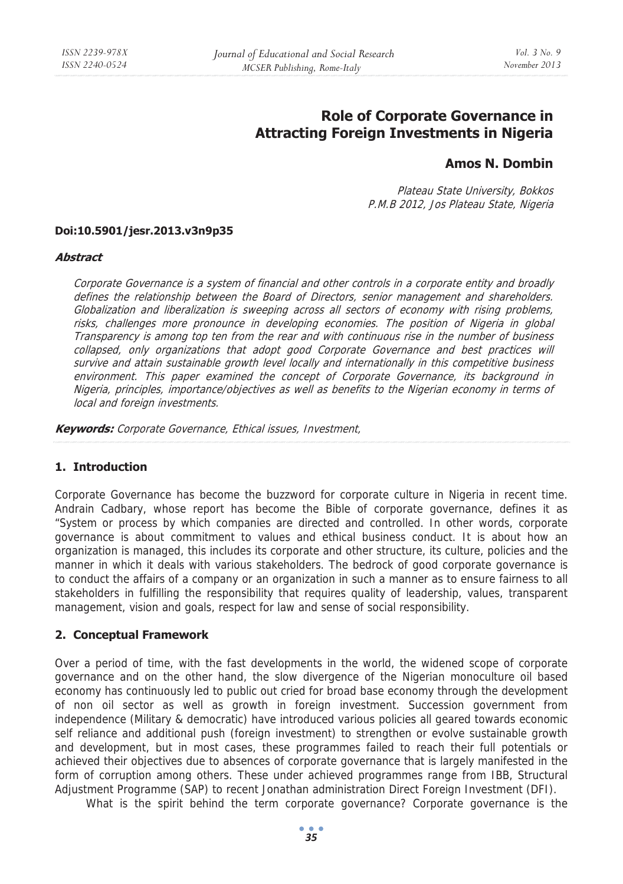# Role of Corporate Governance in Attracting Foreign Investments in Nigeria

**Amos N. Dombin**

*Plateau State University, Bokkos*
*P.M.B 2012, Jos Plateau State, Nigeria*

**Doi:10.5901/jesr.2013.v3n9p35**

***Abstract***

*Corporate Governance is a system of financial and other controls in a corporate entity and broadly defines the relationship between the Board of Directors, senior management and shareholders. Globalization and liberalization is sweeping across all sectors of economy with rising problems, risks, challenges more pronounce in developing economies. The position of Nigeria in global Transparency is among top ten from the rear and with continuous rise in the number of business collapsed, only organizations that adopt good Corporate Governance and best practices will survive and attain sustainable growth level locally and internationally in this competitive business environment. This paper examined the concept of Corporate Governance, its background in Nigeria, principles, importance/objectives as well as benefits to the Nigerian economy in terms of local and foreign investments.*

***Keywords:*** *Corporate Governance, Ethical issues, Investment,*

## 1. Introduction

Corporate Governance has become the buzzword for corporate culture in Nigeria in recent time. Andrain Cadbary, whose report has become the Bible of corporate governance, defines it as "System or process by which companies are directed and controlled. In other words, corporate governance is about commitment to values and ethical business conduct. It is about how an organization is managed, this includes its corporate and other structure, its culture, policies and the manner in which it deals with various stakeholders. The bedrock of good corporate governance is to conduct the affairs of a company or an organization in such a manner as to ensure fairness to all stakeholders in fulfilling the responsibility that requires quality of leadership, values, transparent management, vision and goals, respect for law and sense of social responsibility.

## 2. Conceptual Framework

Over a period of time, with the fast developments in the world, the widened scope of corporate governance and on the other hand, the slow divergence of the Nigerian monoculture oil based economy has continuously led to public out cried for broad base economy through the development of non oil sector as well as growth in foreign investment. Succession government from independence (Military & democratic) have introduced various policies all geared towards economic self reliance and additional push (foreign investment) to strengthen or evolve sustainable growth and development, but in most cases, these programmes failed to reach their full potentials or achieved their objectives due to absences of corporate governance that is largely manifested in the form of corruption among others. These under achieved programmes range from IBB, Structural Adjustment Programme (SAP) to recent Jonathan administration Direct Foreign Investment (DFI).

What is the spirit behind the term corporate governance? Corporate governance is the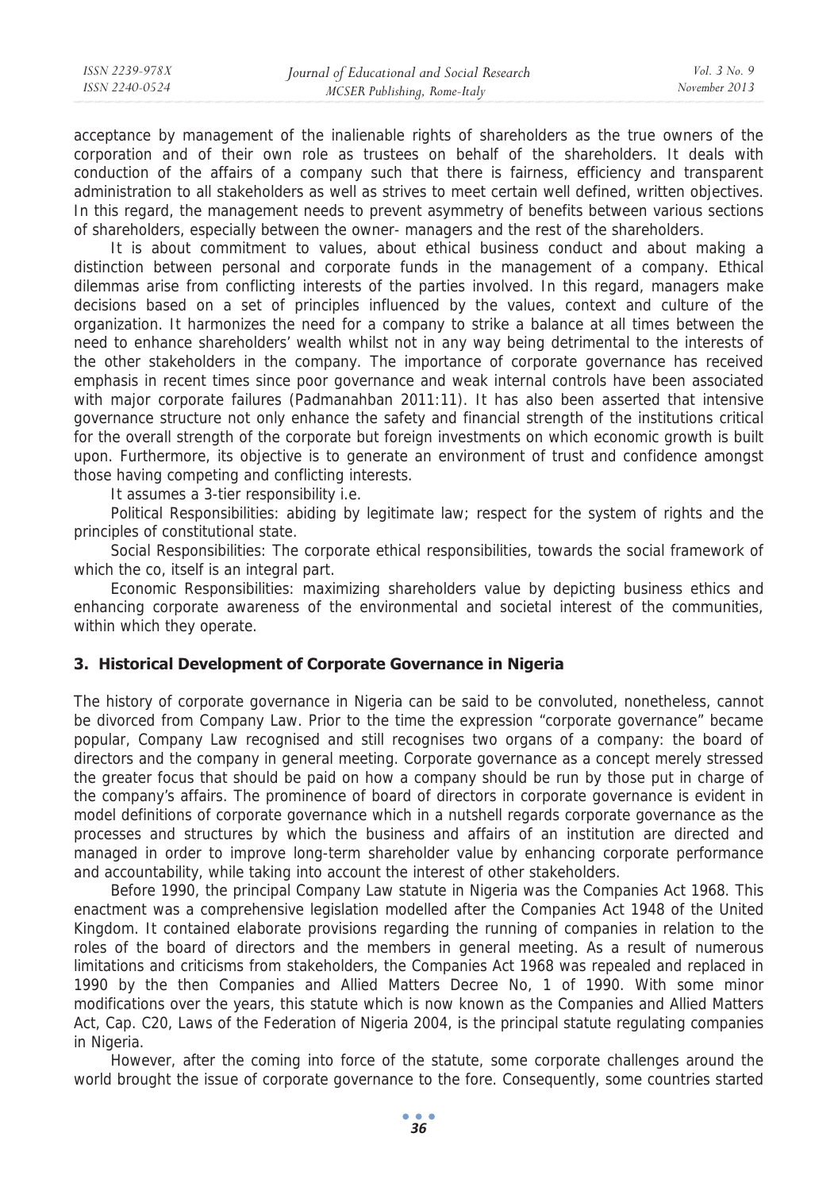acceptance by management of the inalienable rights of shareholders as the true owners of the corporation and of their own role as trustees on behalf of the shareholders. It deals with conduction of the affairs of a company such that there is fairness, efficiency and transparent administration to all stakeholders as well as strives to meet certain well defined, written objectives. In this regard, the management needs to prevent asymmetry of benefits between various sections of shareholders, especially between the owner- managers and the rest of the shareholders.

It is about commitment to values, about ethical business conduct and about making a distinction between personal and corporate funds in the management of a company. Ethical dilemmas arise from conflicting interests of the parties involved. In this regard, managers make decisions based on a set of principles influenced by the values, context and culture of the organization. It harmonizes the need for a company to strike a balance at all times between the need to enhance shareholders' wealth whilst not in any way being detrimental to the interests of the other stakeholders in the company. The importance of corporate governance has received emphasis in recent times since poor governance and weak internal controls have been associated with major corporate failures (Padmanahban 2011:11). It has also been asserted that intensive governance structure not only enhance the safety and financial strength of the institutions critical for the overall strength of the corporate but foreign investments on which economic growth is built upon. Furthermore, its objective is to generate an environment of trust and confidence amongst those having competing and conflicting interests.

It assumes a 3-tier responsibility i.e.

Political Responsibilities: abiding by legitimate law; respect for the system of rights and the principles of constitutional state.

Social Responsibilities: The corporate ethical responsibilities, towards the social framework of which the co, itself is an integral part.

Economic Responsibilities: maximizing shareholders value by depicting business ethics and enhancing corporate awareness of the environmental and societal interest of the communities, within which they operate.

## 3. Historical Development of Corporate Governance in Nigeria

The history of corporate governance in Nigeria can be said to be convoluted, nonetheless, cannot be divorced from Company Law. Prior to the time the expression "corporate governance" became popular, Company Law recognised and still recognises two organs of a company: the board of directors and the company in general meeting. Corporate governance as a concept merely stressed the greater focus that should be paid on how a company should be run by those put in charge of the company's affairs. The prominence of board of directors in corporate governance is evident in model definitions of corporate governance which in a nutshell regards corporate governance as the processes and structures by which the business and affairs of an institution are directed and managed in order to improve long-term shareholder value by enhancing corporate performance and accountability, while taking into account the interest of other stakeholders.

Before 1990, the principal Company Law statute in Nigeria was the Companies Act 1968. This enactment was a comprehensive legislation modelled after the Companies Act 1948 of the United Kingdom. It contained elaborate provisions regarding the running of companies in relation to the roles of the board of directors and the members in general meeting. As a result of numerous limitations and criticisms from stakeholders, the Companies Act 1968 was repealed and replaced in 1990 by the then Companies and Allied Matters Decree No, 1 of 1990. With some minor modifications over the years, this statute which is now known as the Companies and Allied Matters Act, Cap. C20, Laws of the Federation of Nigeria 2004, is the principal statute regulating companies in Nigeria.

However, after the coming into force of the statute, some corporate challenges around the world brought the issue of corporate governance to the fore. Consequently, some countries started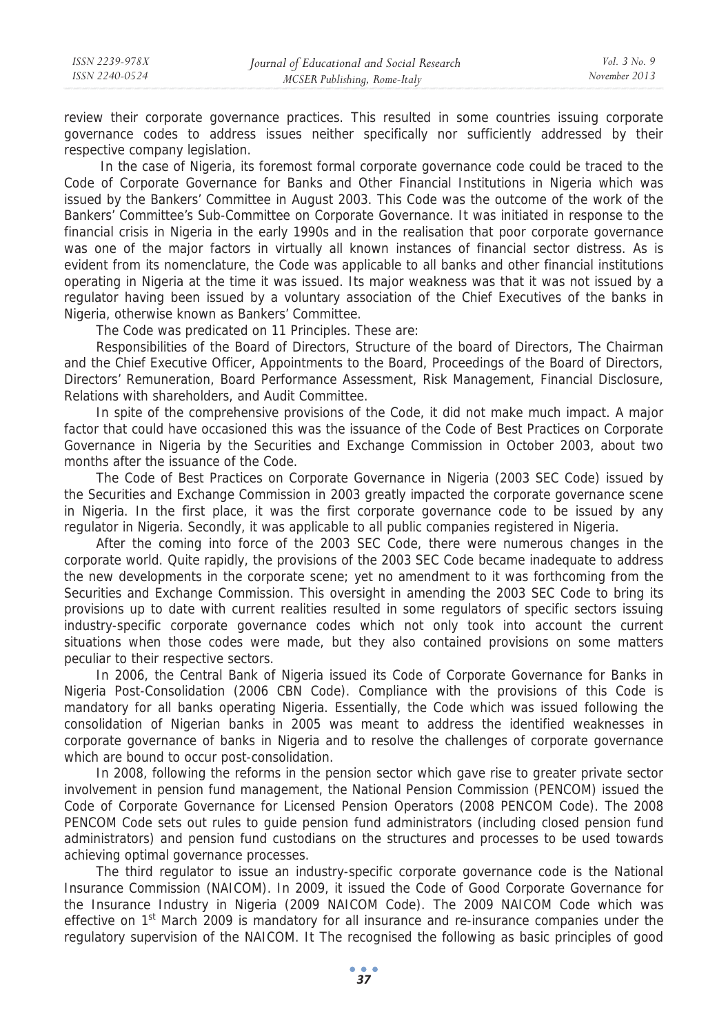review their corporate governance practices. This resulted in some countries issuing corporate governance codes to address issues neither specifically nor sufficiently addressed by their respective company legislation.

In the case of Nigeria, its foremost formal corporate governance code could be traced to the Code of Corporate Governance for Banks and Other Financial Institutions in Nigeria which was issued by the Bankers' Committee in August 2003. This Code was the outcome of the work of the Bankers' Committee's Sub-Committee on Corporate Governance. It was initiated in response to the financial crisis in Nigeria in the early 1990s and in the realisation that poor corporate governance was one of the major factors in virtually all known instances of financial sector distress. As is evident from its nomenclature, the Code was applicable to all banks and other financial institutions operating in Nigeria at the time it was issued. Its major weakness was that it was not issued by a regulator having been issued by a voluntary association of the Chief Executives of the banks in Nigeria, otherwise known as Bankers' Committee.

The Code was predicated on 11 Principles. These are:

Responsibilities of the Board of Directors, Structure of the board of Directors, The Chairman and the Chief Executive Officer, Appointments to the Board, Proceedings of the Board of Directors, Directors' Remuneration, Board Performance Assessment, Risk Management, Financial Disclosure, Relations with shareholders, and Audit Committee.

In spite of the comprehensive provisions of the Code, it did not make much impact. A major factor that could have occasioned this was the issuance of the Code of Best Practices on Corporate Governance in Nigeria by the Securities and Exchange Commission in October 2003, about two months after the issuance of the Code.

The Code of Best Practices on Corporate Governance in Nigeria (2003 SEC Code) issued by the Securities and Exchange Commission in 2003 greatly impacted the corporate governance scene in Nigeria. In the first place, it was the first corporate governance code to be issued by any regulator in Nigeria. Secondly, it was applicable to all public companies registered in Nigeria.

After the coming into force of the 2003 SEC Code, there were numerous changes in the corporate world. Quite rapidly, the provisions of the 2003 SEC Code became inadequate to address the new developments in the corporate scene; yet no amendment to it was forthcoming from the Securities and Exchange Commission. This oversight in amending the 2003 SEC Code to bring its provisions up to date with current realities resulted in some regulators of specific sectors issuing industry-specific corporate governance codes which not only took into account the current situations when those codes were made, but they also contained provisions on some matters peculiar to their respective sectors.

In 2006, the Central Bank of Nigeria issued its Code of Corporate Governance for Banks in Nigeria Post-Consolidation (2006 CBN Code). Compliance with the provisions of this Code is mandatory for all banks operating Nigeria. Essentially, the Code which was issued following the consolidation of Nigerian banks in 2005 was meant to address the identified weaknesses in corporate governance of banks in Nigeria and to resolve the challenges of corporate governance which are bound to occur post-consolidation.

In 2008, following the reforms in the pension sector which gave rise to greater private sector involvement in pension fund management, the National Pension Commission (PENCOM) issued the Code of Corporate Governance for Licensed Pension Operators (2008 PENCOM Code). The 2008 PENCOM Code sets out rules to guide pension fund administrators (including closed pension fund administrators) and pension fund custodians on the structures and processes to be used towards achieving optimal governance processes.

The third regulator to issue an industry-specific corporate governance code is the National Insurance Commission (NAICOM). In 2009, it issued the Code of Good Corporate Governance for the Insurance Industry in Nigeria (2009 NAICOM Code). The 2009 NAICOM Code which was effective on 1st March 2009 is mandatory for all insurance and re-insurance companies under the regulatory supervision of the NAICOM. It The recognised the following as basic principles of good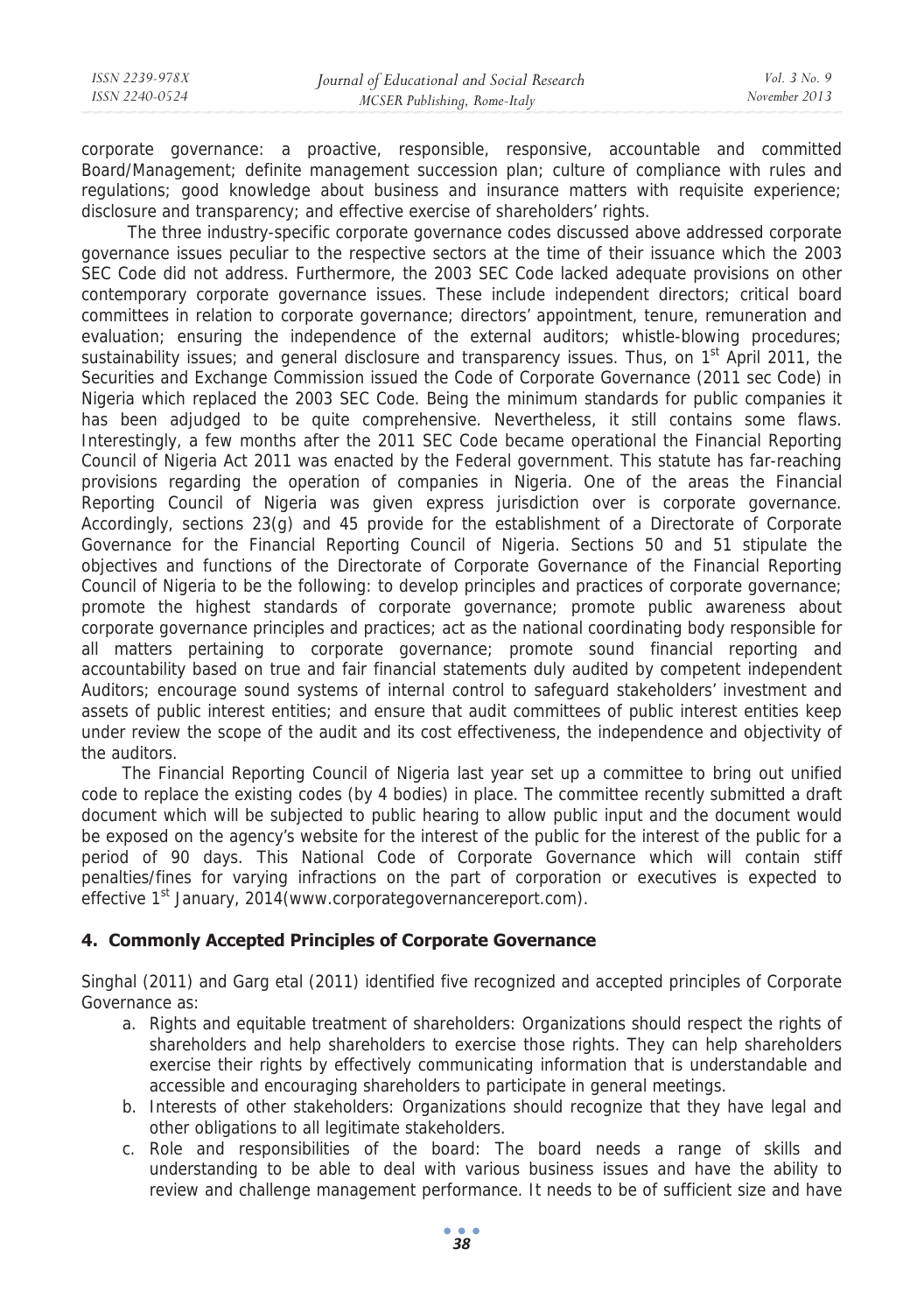corporate governance: a proactive, responsible, responsive, accountable and committed Board/Management; definite management succession plan; culture of compliance with rules and regulations; good knowledge about business and insurance matters with requisite experience; disclosure and transparency; and effective exercise of shareholders' rights.

The three industry-specific corporate governance codes discussed above addressed corporate governance issues peculiar to the respective sectors at the time of their issuance which the 2003 SEC Code did not address. Furthermore, the 2003 SEC Code lacked adequate provisions on other contemporary corporate governance issues. These include independent directors; critical board committees in relation to corporate governance; directors' appointment, tenure, remuneration and evaluation; ensuring the independence of the external auditors; whistle-blowing procedures; sustainability issues; and general disclosure and transparency issues. Thus, on 1st April 2011, the Securities and Exchange Commission issued the Code of Corporate Governance (2011 sec Code) in Nigeria which replaced the 2003 SEC Code. Being the minimum standards for public companies it has been adjudged to be quite comprehensive. Nevertheless, it still contains some flaws. Interestingly, a few months after the 2011 SEC Code became operational the Financial Reporting Council of Nigeria Act 2011 was enacted by the Federal government. This statute has far-reaching provisions regarding the operation of companies in Nigeria. One of the areas the Financial Reporting Council of Nigeria was given express jurisdiction over is corporate governance. Accordingly, sections 23(g) and 45 provide for the establishment of a Directorate of Corporate Governance for the Financial Reporting Council of Nigeria. Sections 50 and 51 stipulate the objectives and functions of the Directorate of Corporate Governance of the Financial Reporting Council of Nigeria to be the following: to develop principles and practices of corporate governance; promote the highest standards of corporate governance; promote public awareness about corporate governance principles and practices; act as the national coordinating body responsible for all matters pertaining to corporate governance; promote sound financial reporting and accountability based on true and fair financial statements duly audited by competent independent Auditors; encourage sound systems of internal control to safeguard stakeholders' investment and assets of public interest entities; and ensure that audit committees of public interest entities keep under review the scope of the audit and its cost effectiveness, the independence and objectivity of the auditors.

The Financial Reporting Council of Nigeria last year set up a committee to bring out unified code to replace the existing codes (by 4 bodies) in place. The committee recently submitted a draft document which will be subjected to public hearing to allow public input and the document would be exposed on the agency's website for the interest of the public for the interest of the public for a period of 90 days. This National Code of Corporate Governance which will contain stiff penalties/fines for varying infractions on the part of corporation or executives is expected to effective 1st January, 2014(www.corporategovernancereport.com).

## 4. Commonly Accepted Principles of Corporate Governance

Singhal (2011) and Garg etal (2011) identified five recognized and accepted principles of Corporate Governance as:

a. Rights and equitable treatment of shareholders: Organizations should respect the rights of shareholders and help shareholders to exercise those rights. They can help shareholders exercise their rights by effectively communicating information that is understandable and accessible and encouraging shareholders to participate in general meetings.
b. Interests of other stakeholders: Organizations should recognize that they have legal and other obligations to all legitimate stakeholders.
c. Role and responsibilities of the board: The board needs a range of skills and understanding to be able to deal with various business issues and have the ability to review and challenge management performance. It needs to be of sufficient size and have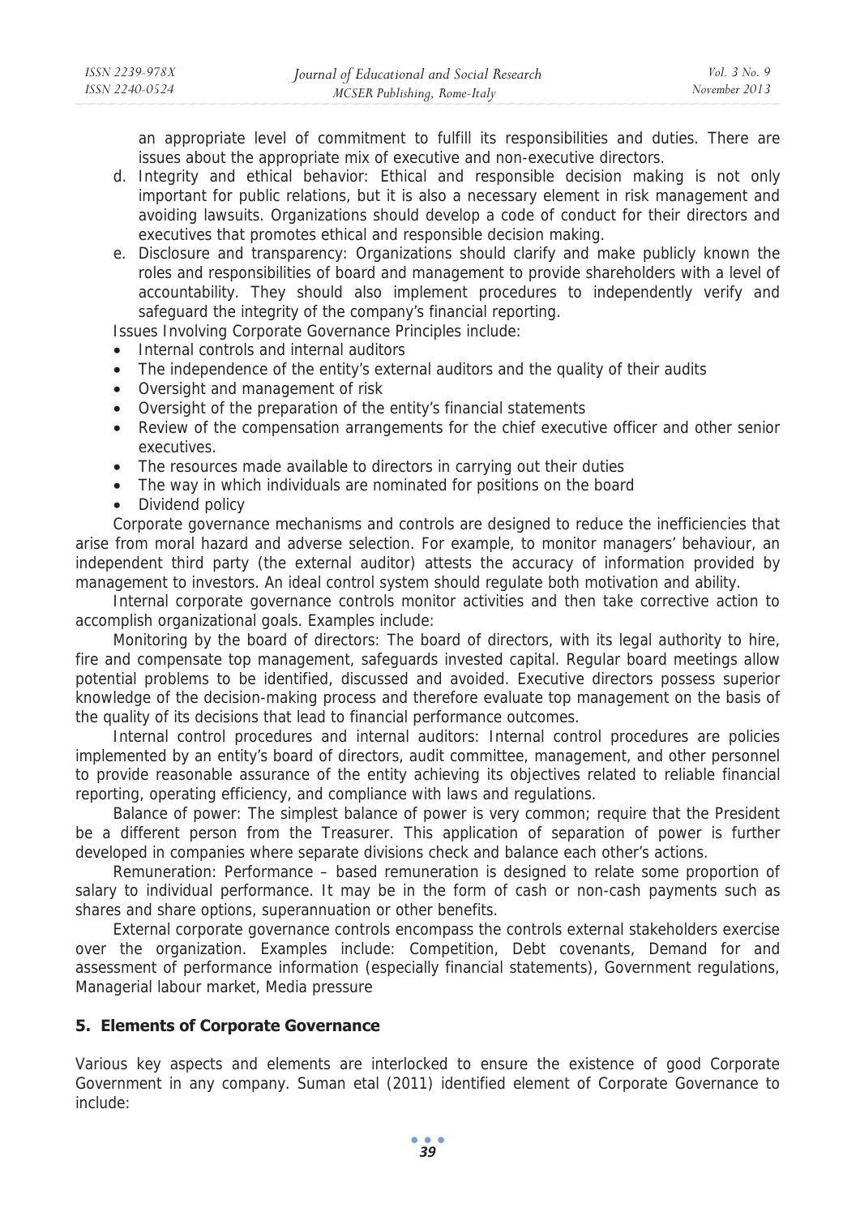an appropriate level of commitment to fulfill its responsibilities and duties. There are issues about the appropriate mix of executive and non-executive directors.

d. Integrity and ethical behavior: Ethical and responsible decision making is not only important for public relations, but it is also a necessary element in risk management and avoiding lawsuits. Organizations should develop a code of conduct for their directors and executives that promotes ethical and responsible decision making.
e. Disclosure and transparency: Organizations should clarify and make publicly known the roles and responsibilities of board and management to provide shareholders with a level of accountability. They should also implement procedures to independently verify and safeguard the integrity of the company's financial reporting.

Issues Involving Corporate Governance Principles include:

- Internal controls and internal auditors
- The independence of the entity's external auditors and the quality of their audits
- Oversight and management of risk
- Oversight of the preparation of the entity's financial statements
- Review of the compensation arrangements for the chief executive officer and other senior executives.
- The resources made available to directors in carrying out their duties
- The way in which individuals are nominated for positions on the board
- Dividend policy

Corporate governance mechanisms and controls are designed to reduce the inefficiencies that arise from moral hazard and adverse selection. For example, to monitor managers' behaviour, an independent third party (the external auditor) attests the accuracy of information provided by management to investors. An ideal control system should regulate both motivation and ability.

Internal corporate governance controls monitor activities and then take corrective action to accomplish organizational goals. Examples include:

Monitoring by the board of directors: The board of directors, with its legal authority to hire, fire and compensate top management, safeguards invested capital. Regular board meetings allow potential problems to be identified, discussed and avoided. Executive directors possess superior knowledge of the decision-making process and therefore evaluate top management on the basis of the quality of its decisions that lead to financial performance outcomes.

Internal control procedures and internal auditors: Internal control procedures are policies implemented by an entity's board of directors, audit committee, management, and other personnel to provide reasonable assurance of the entity achieving its objectives related to reliable financial reporting, operating efficiency, and compliance with laws and regulations.

Balance of power: The simplest balance of power is very common; require that the President be a different person from the Treasurer. This application of separation of power is further developed in companies where separate divisions check and balance each other's actions.

Remuneration: Performance – based remuneration is designed to relate some proportion of salary to individual performance. It may be in the form of cash or non-cash payments such as shares and share options, superannuation or other benefits.

External corporate governance controls encompass the controls external stakeholders exercise over the organization. Examples include: Competition, Debt covenants, Demand for and assessment of performance information (especially financial statements), Government regulations, Managerial labour market, Media pressure

## 5. Elements of Corporate Governance

Various key aspects and elements are interlocked to ensure the existence of good Corporate Government in any company. Suman etal (2011) identified element of Corporate Governance to include: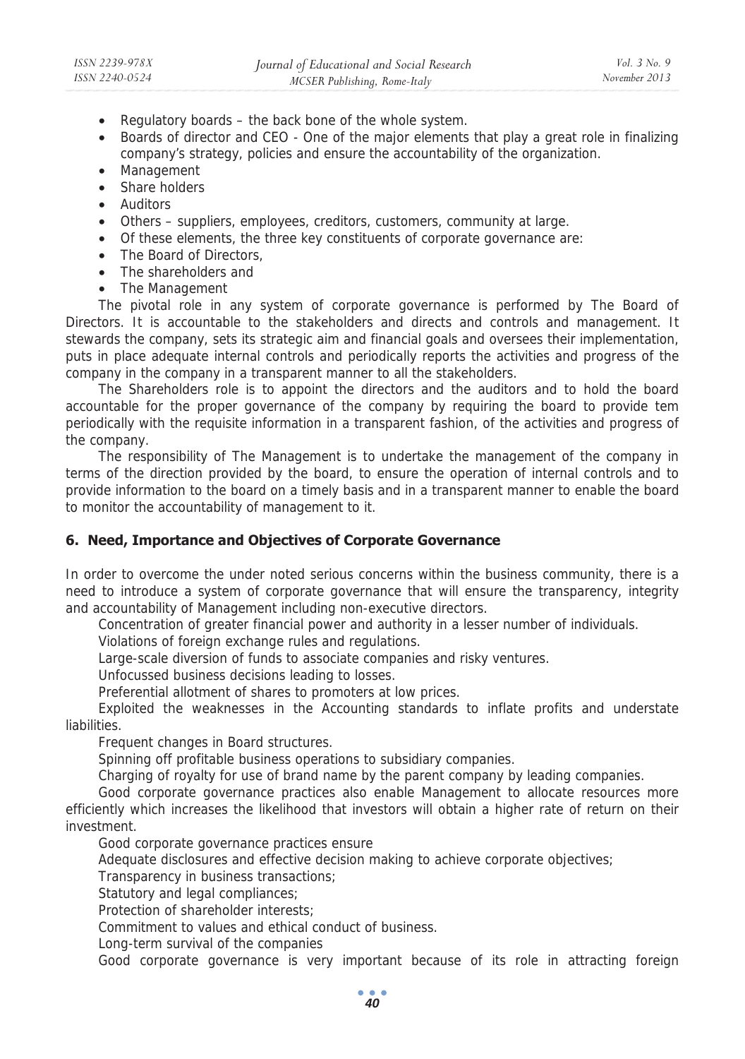- Regulatory boards – the back bone of the whole system.
- Boards of director and CEO - One of the major elements that play a great role in finalizing company's strategy, policies and ensure the accountability of the organization.
- Management
- Share holders
- Auditors
- Others – suppliers, employees, creditors, customers, community at large.
- Of these elements, the three key constituents of corporate governance are:
- The Board of Directors,
- The shareholders and
- The Management

The pivotal role in any system of corporate governance is performed by The Board of Directors. It is accountable to the stakeholders and directs and controls and management. It stewards the company, sets its strategic aim and financial goals and oversees their implementation, puts in place adequate internal controls and periodically reports the activities and progress of the company in the company in a transparent manner to all the stakeholders.

The Shareholders role is to appoint the directors and the auditors and to hold the board accountable for the proper governance of the company by requiring the board to provide tem periodically with the requisite information in a transparent fashion, of the activities and progress of the company.

The responsibility of The Management is to undertake the management of the company in terms of the direction provided by the board, to ensure the operation of internal controls and to provide information to the board on a timely basis and in a transparent manner to enable the board to monitor the accountability of management to it.

## 6. Need, Importance and Objectives of Corporate Governance

In order to overcome the under noted serious concerns within the business community, there is a need to introduce a system of corporate governance that will ensure the transparency, integrity and accountability of Management including non-executive directors.

Concentration of greater financial power and authority in a lesser number of individuals.

Violations of foreign exchange rules and regulations.

Large-scale diversion of funds to associate companies and risky ventures.

Unfocussed business decisions leading to losses.

Preferential allotment of shares to promoters at low prices.

Exploited the weaknesses in the Accounting standards to inflate profits and understate liabilities.

Frequent changes in Board structures.

Spinning off profitable business operations to subsidiary companies.

Charging of royalty for use of brand name by the parent company by leading companies.

Good corporate governance practices also enable Management to allocate resources more efficiently which increases the likelihood that investors will obtain a higher rate of return on their investment.

Good corporate governance practices ensure

Adequate disclosures and effective decision making to achieve corporate objectives;

Transparency in business transactions;

Statutory and legal compliances;

Protection of shareholder interests;

Commitment to values and ethical conduct of business.

Long-term survival of the companies

Good corporate governance is very important because of its role in attracting foreign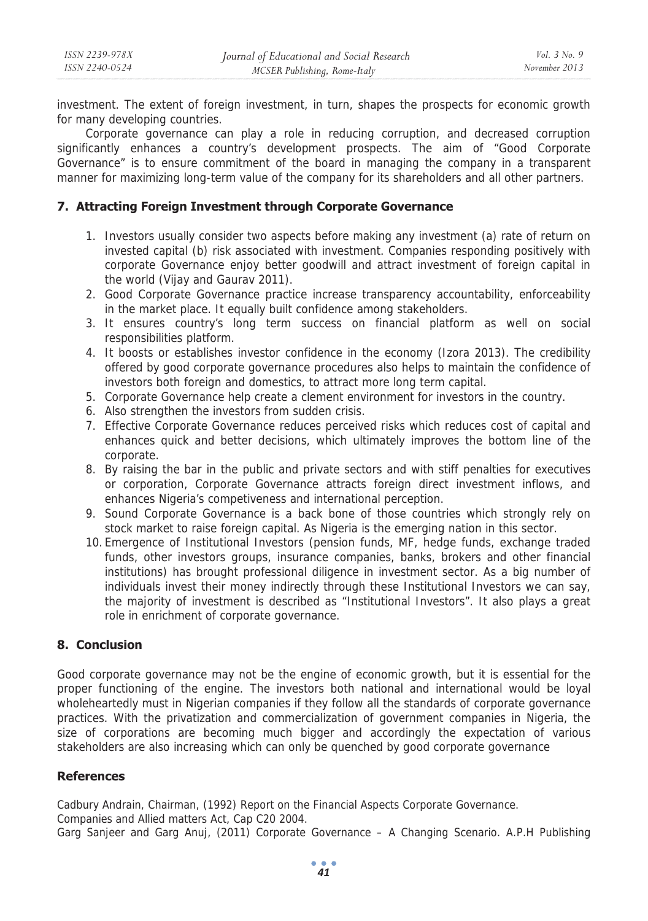investment. The extent of foreign investment, in turn, shapes the prospects for economic growth for many developing countries.

Corporate governance can play a role in reducing corruption, and decreased corruption significantly enhances a country's development prospects. The aim of "Good Corporate Governance" is to ensure commitment of the board in managing the company in a transparent manner for maximizing long-term value of the company for its shareholders and all other partners.

## 7. Attracting Foreign Investment through Corporate Governance

1. Investors usually consider two aspects before making any investment (a) rate of return on invested capital (b) risk associated with investment. Companies responding positively with corporate Governance enjoy better goodwill and attract investment of foreign capital in the world (Vijay and Gaurav 2011).
2. Good Corporate Governance practice increase transparency accountability, enforceability in the market place. It equally built confidence among stakeholders.
3. It ensures country's long term success on financial platform as well on social responsibilities platform.
4. It boosts or establishes investor confidence in the economy (Izora 2013). The credibility offered by good corporate governance procedures also helps to maintain the confidence of investors both foreign and domestics, to attract more long term capital.
5. Corporate Governance help create a clement environment for investors in the country.
6. Also strengthen the investors from sudden crisis.
7. Effective Corporate Governance reduces perceived risks which reduces cost of capital and enhances quick and better decisions, which ultimately improves the bottom line of the corporate.
8. By raising the bar in the public and private sectors and with stiff penalties for executives or corporation, Corporate Governance attracts foreign direct investment inflows, and enhances Nigeria's competiveness and international perception.
9. Sound Corporate Governance is a back bone of those countries which strongly rely on stock market to raise foreign capital. As Nigeria is the emerging nation in this sector.
10. Emergence of Institutional Investors (pension funds, MF, hedge funds, exchange traded funds, other investors groups, insurance companies, banks, brokers and other financial institutions) has brought professional diligence in investment sector. As a big number of individuals invest their money indirectly through these Institutional Investors we can say, the majority of investment is described as "Institutional Investors". It also plays a great role in enrichment of corporate governance.

## 8. Conclusion

Good corporate governance may not be the engine of economic growth, but it is essential for the proper functioning of the engine. The investors both national and international would be loyal wholeheartedly must in Nigerian companies if they follow all the standards of corporate governance practices. With the privatization and commercialization of government companies in Nigeria, the size of corporations are becoming much bigger and accordingly the expectation of various stakeholders are also increasing which can only be quenched by good corporate governance

## References

Cadbury Andrain, Chairman, (1992) Report on the Financial Aspects Corporate Governance.
Companies and Allied matters Act, Cap C20 2004.
Garg Sanjeer and Garg Anuj, (2011) Corporate Governance – A Changing Scenario. A.P.H Publishing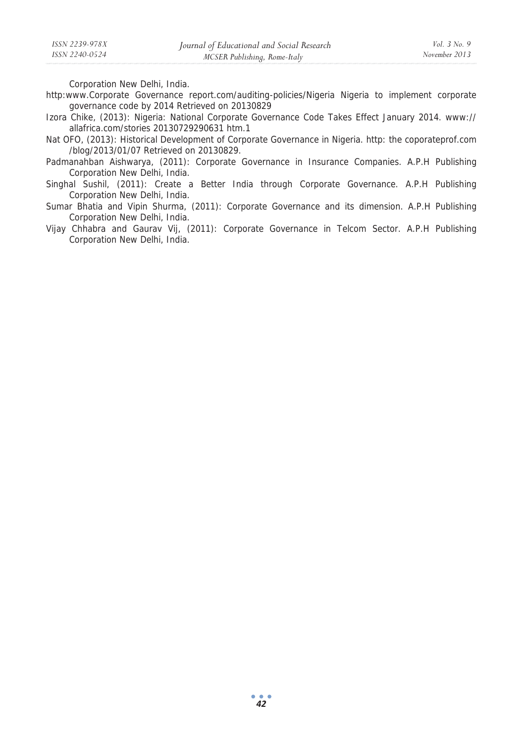Corporation New Delhi, India.

http:www.Corporate Governance report.com/auditing-policies/Nigeria Nigeria to implement corporate governance code by 2014 Retrieved on 20130829

Izora Chike, (2013): Nigeria: National Corporate Governance Code Takes Effect January 2014. www:// allafrica.com/stories 20130729290631 htm.1

Nat OFO, (2013): Historical Development of Corporate Governance in Nigeria. http: the coporateprof.com /blog/2013/01/07 Retrieved on 20130829.

Padmanahban Aishwarya, (2011): Corporate Governance in Insurance Companies. A.P.H Publishing Corporation New Delhi, India.

Singhal Sushil, (2011): Create a Better India through Corporate Governance. A.P.H Publishing Corporation New Delhi, India.

Sumar Bhatia and Vipin Shurma, (2011): Corporate Governance and its dimension. A.P.H Publishing Corporation New Delhi, India.

Vijay Chhabra and Gaurav Vij, (2011): Corporate Governance in Telcom Sector. A.P.H Publishing Corporation New Delhi, India.